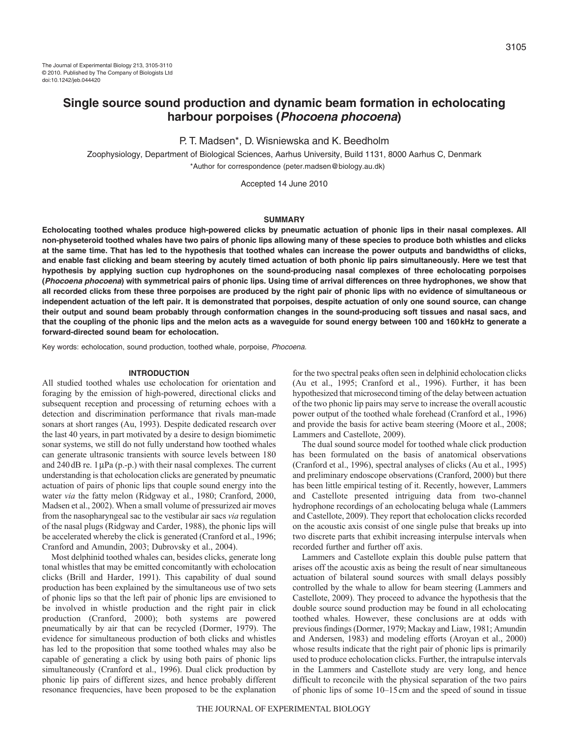# Single source sound production and dynamic beam formation in echolocating harbour porpoises (*Phocoena phocoena*)

P. T. Madsen*, D. Wisniewska and K. Beedholm

Zoophysiology, Department of Biological Sciences, Aarhus University, Build 1131, 8000 Aarhus C, Denmark

*Author for correspondence (peter.madsen@biology.au.dk)

Accepted 14 June 2010

## SUMMARY

**Echolocating toothed whales produce high-powered clicks by pneumatic actuation of phonic lips in their nasal complexes. All non-physeteroid toothed whales have two pairs of phonic lips allowing many of these species to produce both whistles and clicks at the same time. That has led to the hypothesis that toothed whales can increase the power outputs and bandwidths of clicks, and enable fast clicking and beam steering by acutely timed actuation of both phonic lip pairs simultaneously. Here we test that hypothesis by applying suction cup hydrophones on the sound-producing nasal complexes of three echolocating porpoises (*Phocoena phocoena*) with symmetrical pairs of phonic lips. Using time of arrival differences on three hydrophones, we show that all recorded clicks from these three porpoises are produced by the right pair of phonic lips with no evidence of simultaneous or independent actuation of the left pair. It is demonstrated that porpoises, despite actuation of only one sound source, can change their output and sound beam probably through conformation changes in the sound-producing soft tissues and nasal sacs, and that the coupling of the phonic lips and the melon acts as a waveguide for sound energy between 100 and 160 kHz to generate a forward-directed sound beam for echolocation.**

Key words: echolocation, sound production, toothed whale, porpoise, *Phocoena*.

## INTRODUCTION

All studied toothed whales use echolocation for orientation and foraging by the emission of high-powered, directional clicks and subsequent reception and processing of returning echoes with a detection and discrimination performance that rivals man-made sonars at short ranges (Au, 1993). Despite dedicated research over the last 40 years, in part motivated by a desire to design biomimetic sonar systems, we still do not fully understand how toothed whales can generate ultrasonic transients with source levels between 180 and 240 dB re. 1 μPa (p.-p.) with their nasal complexes. The current understanding is that echolocation clicks are generated by pneumatic actuation of pairs of phonic lips that couple sound energy into the water *via* the fatty melon (Ridgway et al., 1980; Cranford, 2000, Madsen et al., 2002). When a small volume of pressurized air moves from the nasopharyngeal sac to the vestibular air sacs *via* regulation of the nasal plugs (Ridgway and Carder, 1988), the phonic lips will be accelerated whereby the click is generated (Cranford et al., 1996; Cranford and Amundin, 2003; Dubrovsky et al., 2004).

Most delphinid toothed whales can, besides clicks, generate long tonal whistles that may be emitted concomitantly with echolocation clicks (Brill and Harder, 1991). This capability of dual sound production has been explained by the simultaneous use of two sets of phonic lips so that the left pair of phonic lips are envisioned to be involved in whistle production and the right pair in click production (Cranford, 2000); both systems are powered pneumatically by air that can be recycled (Dormer, 1979). The evidence for simultaneous production of both clicks and whistles has led to the proposition that some toothed whales may also be capable of generating a click by using both pairs of phonic lips simultaneously (Cranford et al., 1996). Dual click production by phonic lip pairs of different sizes, and hence probably different resonance frequencies, have been proposed to be the explanation for the two spectral peaks often seen in delphinid echolocation clicks (Au et al., 1995; Cranford et al., 1996). Further, it has been hypothesized that microsecond timing of the delay between actuation of the two phonic lip pairs may serve to increase the overall acoustic power output of the toothed whale forehead (Cranford et al., 1996) and provide the basis for active beam steering (Moore et al., 2008; Lammers and Castellote, 2009).

The dual sound source model for toothed whale click production has been formulated on the basis of anatomical observations (Cranford et al., 1996), spectral analyses of clicks (Au et al., 1995) and preliminary endoscope observations (Cranford, 2000) but there has been little empirical testing of it. Recently, however, Lammers and Castellote presented intriguing data from two-channel hydrophone recordings of an echolocating beluga whale (Lammers and Castellote, 2009). They report that echolocation clicks recorded on the acoustic axis consist of one single pulse that breaks up into two discrete parts that exhibit increasing interpulse intervals when recorded further and further off axis.

Lammers and Castellote explain this double pulse pattern that arises off the acoustic axis as being the result of near simultaneous actuation of bilateral sound sources with small delays possibly controlled by the whale to allow for beam steering (Lammers and Castellote, 2009). They proceed to advance the hypothesis that the double source sound production may be found in all echolocating toothed whales. However, these conclusions are at odds with previous findings (Dormer, 1979; Mackay and Liaw, 1981; Amundin and Andersen, 1983) and modeling efforts (Aroyan et al., 2000) whose results indicate that the right pair of phonic lips is primarily used to produce echolocation clicks. Further, the intrapulse intervals in the Lammers and Castellote study are very long, and hence difficult to reconcile with the physical separation of the two pairs of phonic lips of some 10–15 cm and the speed of sound in tissue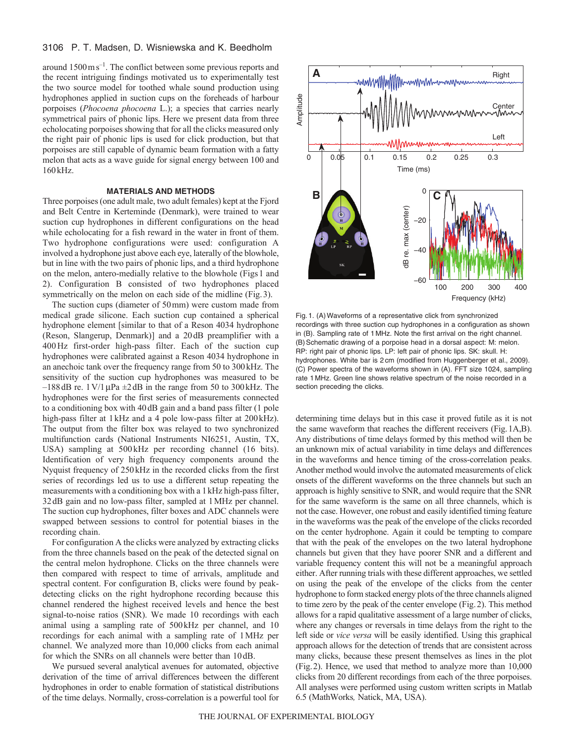around 1500 m s$^{-1}$. The conflict between some previous reports and the recent intriguing findings motivated us to experimentally test the two source model for toothed whale sound production using hydrophones applied in suction cups on the foreheads of harbour porpoises (*Phocoena phocoena* L.); a species that carries nearly symmetrical pairs of phonic lips. Here we present data from three echolocating porpoises showing that for all the clicks measured only the right pair of phonic lips is used for click production, but that porpoises are still capable of dynamic beam formation with a fatty melon that acts as a wave guide for signal energy between 100 and 160 kHz.

## MATERIALS AND METHODS

Three porpoises (one adult male, two adult females) kept at the Fjord and Belt Centre in Kerteminde (Denmark), were trained to wear suction cup hydrophones in different configurations on the head while echolocating for a fish reward in the water in front of them. Two hydrophone configurations were used: configuration A involved a hydrophone just above each eye, laterally of the blowhole, but in line with the two pairs of phonic lips, and a third hydrophone on the melon, antero-medially relative to the blowhole (Figs 1 and 2). Configuration B consisted of two hydrophones placed symmetrically on the melon on each side of the midline (Fig. 3).

The suction cups (diameter of 50 mm) were custom made from medical grade silicone. Each suction cup contained a spherical hydrophone element [similar to that of a Reson 4034 hydrophone (Reson, Slangerup, Denmark)] and a 20 dB preamplifier with a 400 Hz first-order high-pass filter. Each of the suction cup hydrophones were calibrated against a Reson 4034 hydrophone in an anechoic tank over the frequency range from 50 to 300 kHz. The sensitivity of the suction cup hydrophones was measured to be –188 dB re. 1 V/1 μPa ±2 dB in the range from 50 to 300 kHz. The hydrophones were for the first series of measurements connected to a conditioning box with 40 dB gain and a band pass filter (1 pole high-pass filter at 1 kHz and a 4 pole low-pass filter at 200 kHz). The output from the filter box was relayed to two synchronized multifunction cards (National Instruments NI6251, Austin, TX, USA) sampling at 500 kHz per recording channel (16 bits). Identification of very high frequency components around the Nyquist frequency of 250 kHz in the recorded clicks from the first series of recordings led us to use a different setup repeating the measurements with a conditioning box with a 1 kHz high-pass filter, 32 dB gain and no low-pass filter, sampled at 1 MHz per channel. The suction cup hydrophones, filter boxes and ADC channels were swapped between sessions to control for potential biases in the recording chain.

For configuration A the clicks were analyzed by extracting clicks from the three channels based on the peak of the detected signal on the central melon hydrophone. Clicks on the three channels were then compared with respect to time of arrivals, amplitude and spectral content. For configuration B, clicks were found by peak-detecting clicks on the right hydrophone recording because this channel rendered the highest received levels and hence the best signal-to-noise ratios (SNR). We made 10 recordings with each animal using a sampling rate of 500 kHz per channel, and 10 recordings for each animal with a sampling rate of 1 MHz per channel. We analyzed more than 10,000 clicks from each animal for which the SNRs on all channels were better than 10 dB.

We pursued several analytical avenues for automated, objective derivation of the time of arrival differences between the different hydrophones in order to enable formation of statistical distributions of the time delays. Normally, cross-correlation is a powerful tool for determining time delays but in this case it proved futile as it is not the same waveform that reaches the different receivers (Fig. 1A,B). Any distributions of time delays formed by this method will then be an unknown mix of actual variability in time delays and differences in the waveforms and hence timing of the cross-correlation peaks. Another method would involve the automated measurements of click onsets of the different waveforms on the three channels but such an approach is highly sensitive to SNR, and would require that the SNR for the same waveform is the same on all three channels, which is not the case. However, one robust and easily identified timing feature in the waveforms was the peak of the envelope of the clicks recorded on the center hydrophone. It could be tempting to compare that with the peak of the envelopes on the two lateral hydrophone channels but given that they have poorer SNR and a different and variable frequency content this will not be a meaningful approach either. After running trials with these different approaches, we settled on using the peak of the envelope of the clicks from the center hydrophone to form stacked energy plots of the three channels aligned to time zero by the peak of the center envelope (Fig. 2). This method allows for a rapid qualitative assessment of a large number of clicks, where any changes or reversals in time delays from the right to the left side or *vice versa* will be easily identified. Using this graphical approach allows for the detection of trends that are consistent across many clicks, because these present themselves as lines in the plot (Fig. 2). Hence, we used that method to analyze more than 10,000 clicks from 20 different recordings from each of the three porpoises. All analyses were performed using custom written scripts in Matlab 6.5 (MathWorks, Natick, MA, USA).

Fig. 1. (A) Waveforms of a representative click from synchronized recordings with three suction cup hydrophones in a configuration as shown in (B). Sampling rate of 1 MHz. Note the first arrival on the right channel. (B) Schematic drawing of a porpoise head in a dorsal aspect: M: melon. RP: right pair of phonic lips. LP: left pair of phonic lips. SK: skull. H: hydrophones. White bar is 2 cm (modified from Huggenberger et al., 2009). (C) Power spectra of the waveforms shown in (A). FFT size 1024, sampling rate 1 MHz. Green line shows relative spectrum of the noise recorded in a section preceding the clicks.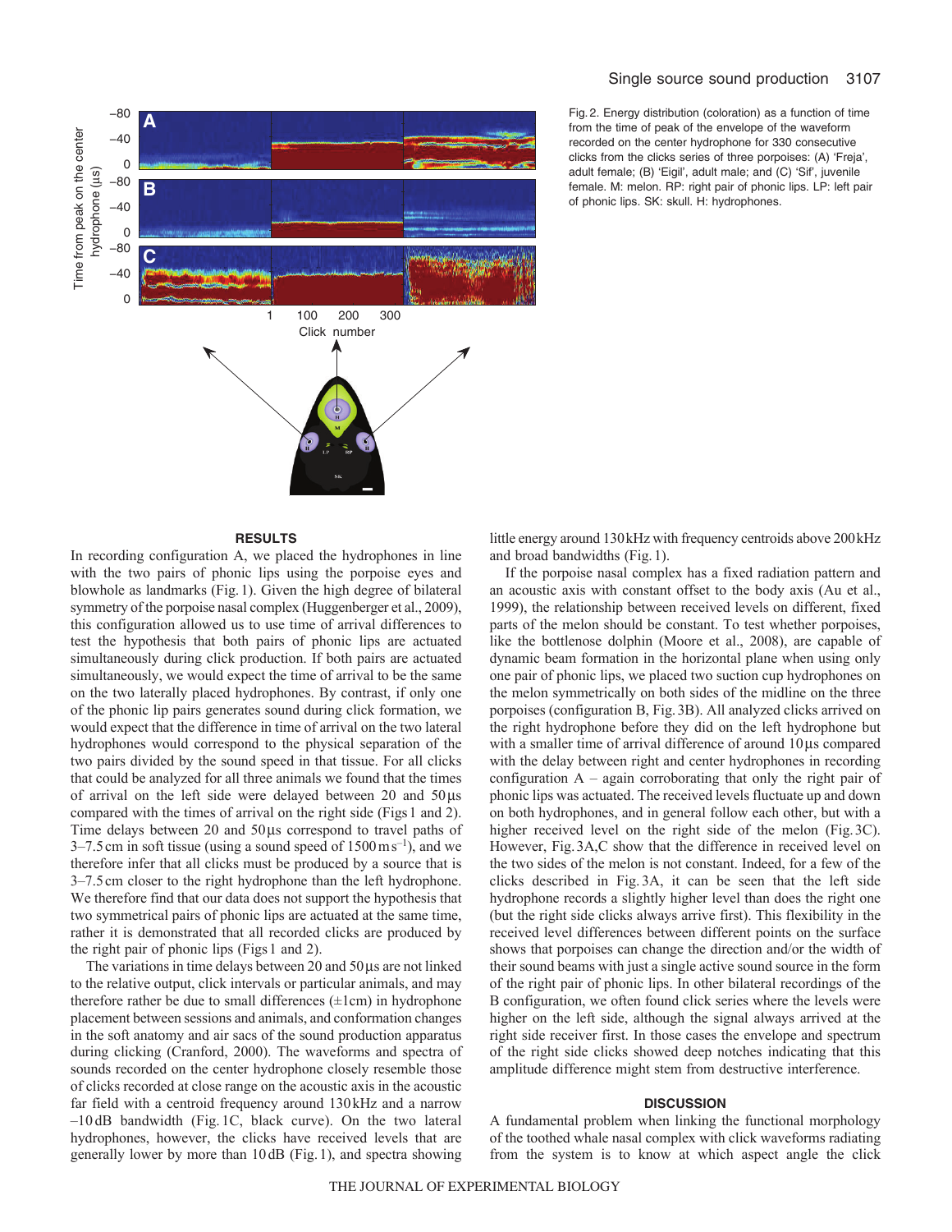Fig. 2. Energy distribution (coloration) as a function of time from the time of peak of the envelope of the waveform recorded on the center hydrophone for 330 consecutive clicks from the clicks series of three porpoises: (A) 'Freja', adult female; (B) 'Eigil', adult male; and (C) 'Sif', juvenile female. M: melon. RP: right pair of phonic lips. LP: left pair of phonic lips. SK: skull. H: hydrophones.

## RESULTS

In recording configuration A, we placed the hydrophones in line with the two pairs of phonic lips using the porpoise eyes and blowhole as landmarks (Fig. 1). Given the high degree of bilateral symmetry of the porpoise nasal complex (Huggenberger et al., 2009), this configuration allowed us to use time of arrival differences to test the hypothesis that both pairs of phonic lips are actuated simultaneously during click production. If both pairs are actuated simultaneously, we would expect the time of arrival to be the same on the two laterally placed hydrophones. By contrast, if only one of the phonic lip pairs generates sound during click formation, we would expect that the difference in time of arrival on the two lateral hydrophones would correspond to the physical separation of the two pairs divided by the sound speed in that tissue. For all clicks that could be analyzed for all three animals we found that the times of arrival on the left side were delayed between 20 and 50 µs compared with the times of arrival on the right side (Figs 1 and 2). Time delays between 20 and 50 µs correspond to travel paths of 3–7.5 cm in soft tissue (using a sound speed of 1500 m s$^{-1}$), and we therefore infer that all clicks must be produced by a source that is 3–7.5 cm closer to the right hydrophone than the left hydrophone. We therefore find that our data does not support the hypothesis that two symmetrical pairs of phonic lips are actuated at the same time, rather it is demonstrated that all recorded clicks are produced by the right pair of phonic lips (Figs 1 and 2).

The variations in time delays between 20 and 50 µs are not linked to the relative output, click intervals or particular animals, and may therefore rather be due to small differences (±1 cm) in hydrophone placement between sessions and animals, and conformation changes in the soft anatomy and air sacs of the sound production apparatus during clicking (Cranford, 2000). The waveforms and spectra of sounds recorded on the center hydrophone closely resemble those of clicks recorded at close range on the acoustic axis in the acoustic far field with a centroid frequency around 130 kHz and a narrow –10 dB bandwidth (Fig. 1C, black curve). On the two lateral hydrophones, however, the clicks have received levels that are generally lower by more than 10 dB (Fig. 1), and spectra showing little energy around 130 kHz with frequency centroids above 200 kHz and broad bandwidths (Fig. 1).

If the porpoise nasal complex has a fixed radiation pattern and an acoustic axis with constant offset to the body axis (Au et al., 1999), the relationship between received levels on different, fixed parts of the melon should be constant. To test whether porpoises, like the bottlenose dolphin (Moore et al., 2008), are capable of dynamic beam formation in the horizontal plane when using only one pair of phonic lips, we placed two suction cup hydrophones on the melon symmetrically on both sides of the midline on the three porpoises (configuration B, Fig. 3B). All analyzed clicks arrived on the right hydrophone before they did on the left hydrophone but with a smaller time of arrival difference of around 10 µs compared with the delay between right and center hydrophones in recording configuration A – again corroborating that only the right pair of phonic lips was actuated. The received levels fluctuate up and down on both hydrophones, and in general follow each other, but with a higher received level on the right side of the melon (Fig. 3C). However, Fig. 3A,C show that the difference in received level on the two sides of the melon is not constant. Indeed, for a few of the clicks described in Fig. 3A, it can be seen that the left side hydrophone records a slightly higher level than does the right one (but the right side clicks always arrive first). This flexibility in the received level differences between different points on the surface shows that porpoises can change the direction and/or the width of their sound beams with just a single active sound source in the form of the right pair of phonic lips. In other bilateral recordings of the B configuration, we often found click series where the levels were higher on the left side, although the signal always arrived at the right side receiver first. In those cases the envelope and spectrum of the right side clicks showed deep notches indicating that this amplitude difference might stem from destructive interference.

## DISCUSSION

A fundamental problem when linking the functional morphology of the toothed whale nasal complex with click waveforms radiating from the system is to know at which aspect angle the click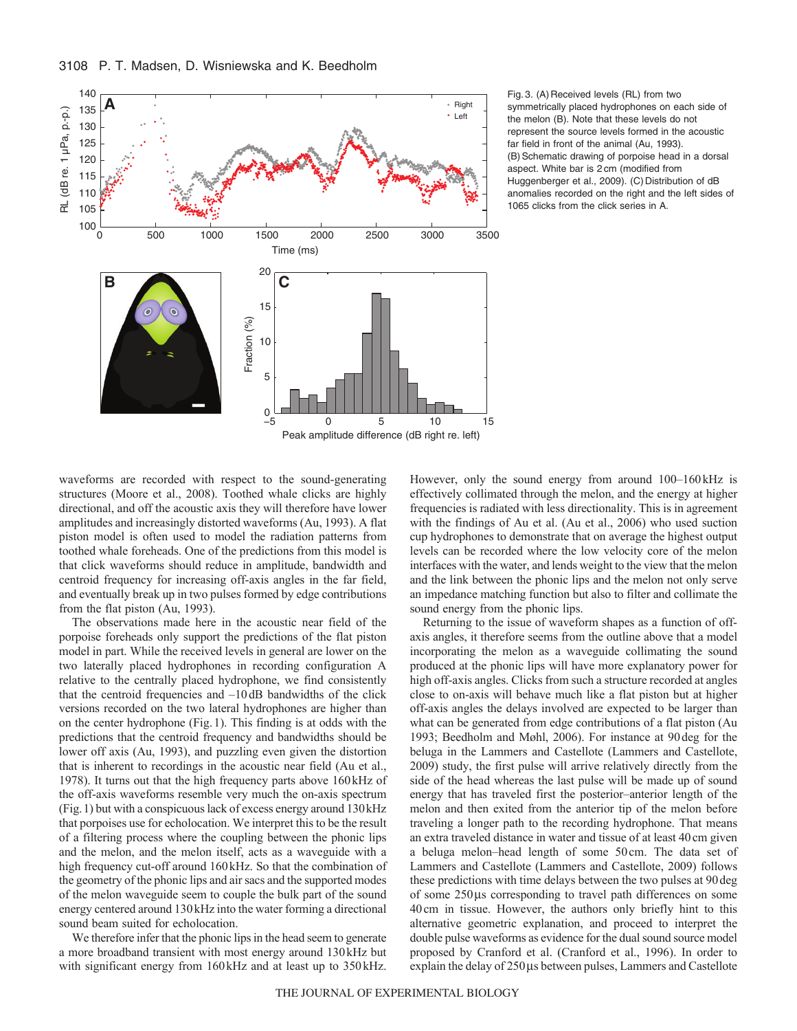Fig. 3. (A) Received levels (RL) from two symmetrically placed hydrophones on each side of the melon (B). Note that these levels do not represent the source levels formed in the acoustic far field in front of the animal (Au, 1993). (B) Schematic drawing of porpoise head in a dorsal aspect. White bar is 2 cm (modified from Huggenberger et al., 2009). (C) Distribution of dB anomalies recorded on the right and the left sides of 1065 clicks from the click series in A.

waveforms are recorded with respect to the sound-generating structures (Moore et al., 2008). Toothed whale clicks are highly directional, and off the acoustic axis they will therefore have lower amplitudes and increasingly distorted waveforms (Au, 1993). A flat piston model is often used to model the radiation patterns from toothed whale foreheads. One of the predictions from this model is that click waveforms should reduce in amplitude, bandwidth and centroid frequency for increasing off-axis angles in the far field, and eventually break up in two pulses formed by edge contributions from the flat piston (Au, 1993).

The observations made here in the acoustic near field of the porpoise foreheads only support the predictions of the flat piston model in part. While the received levels in general are lower on the two laterally placed hydrophones in recording configuration A relative to the centrally placed hydrophone, we find consistently that the centroid frequencies and –10 dB bandwidths of the click versions recorded on the two lateral hydrophones are higher than on the center hydrophone (Fig. 1). This finding is at odds with the predictions that the centroid frequency and bandwidths should be lower off axis (Au, 1993), and puzzling even given the distortion that is inherent to recordings in the acoustic near field (Au et al., 1978). It turns out that the high frequency parts above 160 kHz of the off-axis waveforms resemble very much the on-axis spectrum (Fig. 1) but with a conspicuous lack of excess energy around 130 kHz that porpoises use for echolocation. We interpret this to be the result of a filtering process where the coupling between the phonic lips and the melon, and the melon itself, acts as a waveguide with a high frequency cut-off around 160 kHz. So that the combination of the geometry of the phonic lips and air sacs and the supported modes of the melon waveguide seem to couple the bulk part of the sound energy centered around 130 kHz into the water forming a directional sound beam suited for echolocation.

We therefore infer that the phonic lips in the head seem to generate a more broadband transient with most energy around 130 kHz but with significant energy from 160 kHz and at least up to 350 kHz. However, only the sound energy from around 100–160 kHz is effectively collimated through the melon, and the energy at higher frequencies is radiated with less directionality. This is in agreement with the findings of Au et al. (Au et al., 2006) who used suction cup hydrophones to demonstrate that on average the highest output levels can be recorded where the low velocity core of the melon interfaces with the water, and lends weight to the view that the melon and the link between the phonic lips and the melon not only serve an impedance matching function but also to filter and collimate the sound energy from the phonic lips.

Returning to the issue of waveform shapes as a function of off-axis angles, it therefore seems from the outline above that a model incorporating the melon as a waveguide collimating the sound produced at the phonic lips will have more explanatory power for high off-axis angles. Clicks from such a structure recorded at angles close to on-axis will behave much like a flat piston but at higher off-axis angles the delays involved are expected to be larger than what can be generated from edge contributions of a flat piston (Au 1993; Beedholm and Møhl, 2006). For instance at 90 deg for the beluga in the Lammers and Castellote (Lammers and Castellote, 2009) study, the first pulse will arrive relatively directly from the side of the head whereas the last pulse will be made up of sound energy that has traveled first the posterior–anterior length of the melon and then exited from the anterior tip of the melon before traveling a longer path to the recording hydrophone. That means an extra traveled distance in water and tissue of at least 40 cm given a beluga melon–head length of some 50 cm. The data set of Lammers and Castellote (Lammers and Castellote, 2009) follows these predictions with time delays between the two pulses at 90 deg of some 250 μs corresponding to travel path differences on some 40 cm in tissue. However, the authors only briefly hint to this alternative geometric explanation, and proceed to interpret the double pulse waveforms as evidence for the dual sound source model proposed by Cranford et al. (Cranford et al., 1996). In order to explain the delay of 250 μs between pulses, Lammers and Castellote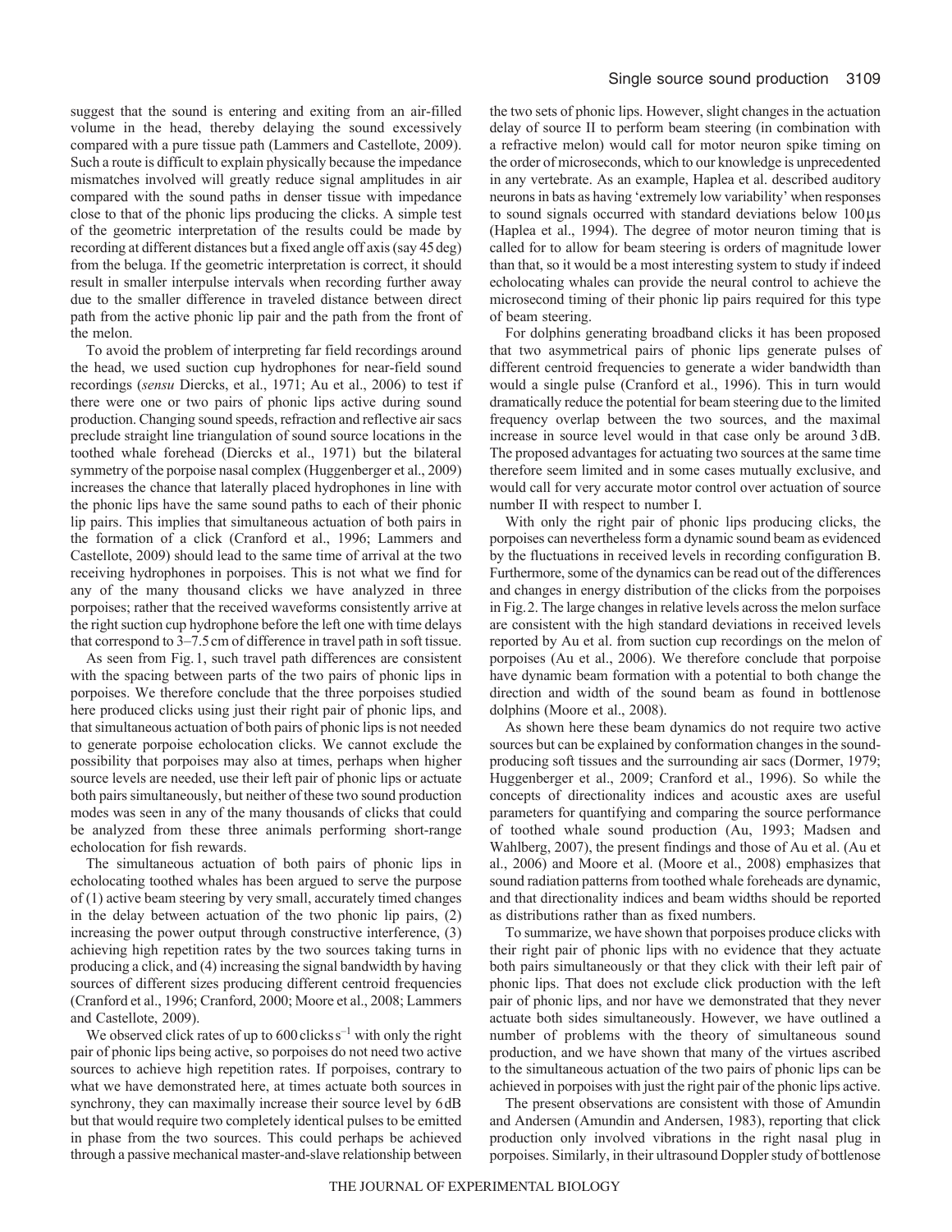suggest that the sound is entering and exiting from an air-filled volume in the head, thereby delaying the sound excessively compared with a pure tissue path (Lammers and Castellote, 2009). Such a route is difficult to explain physically because the impedance mismatches involved will greatly reduce signal amplitudes in air compared with the sound paths in denser tissue with impedance close to that of the phonic lips producing the clicks. A simple test of the geometric interpretation of the results could be made by recording at different distances but a fixed angle off axis (say 45 deg) from the beluga. If the geometric interpretation is correct, it should result in smaller interpulse intervals when recording further away due to the smaller difference in traveled distance between direct path from the active phonic lip pair and the path from the front of the melon.

To avoid the problem of interpreting far field recordings around the head, we used suction cup hydrophones for near-field sound recordings (*sensu* Diercks, et al., 1971; Au et al., 2006) to test if there were one or two pairs of phonic lips active during sound production. Changing sound speeds, refraction and reflective air sacs preclude straight line triangulation of sound source locations in the toothed whale forehead (Diercks et al., 1971) but the bilateral symmetry of the porpoise nasal complex (Huggenberger et al., 2009) increases the chance that laterally placed hydrophones in line with the phonic lips have the same sound paths to each of their phonic lip pairs. This implies that simultaneous actuation of both pairs in the formation of a click (Cranford et al., 1996; Lammers and Castellote, 2009) should lead to the same time of arrival at the two receiving hydrophones in porpoises. This is not what we find for any of the many thousand clicks we have analyzed in three porpoises; rather that the received waveforms consistently arrive at the right suction cup hydrophone before the left one with time delays that correspond to 3–7.5 cm of difference in travel path in soft tissue.

As seen from Fig. 1, such travel path differences are consistent with the spacing between parts of the two pairs of phonic lips in porpoises. We therefore conclude that the three porpoises studied here produced clicks using just their right pair of phonic lips, and that simultaneous actuation of both pairs of phonic lips is not needed to generate porpoise echolocation clicks. We cannot exclude the possibility that porpoises may also at times, perhaps when higher source levels are needed, use their left pair of phonic lips or actuate both pairs simultaneously, but neither of these two sound production modes was seen in any of the many thousands of clicks that could be analyzed from these three animals performing short-range echolocation for fish rewards.

The simultaneous actuation of both pairs of phonic lips in echolocating toothed whales has been argued to serve the purpose of (1) active beam steering by very small, accurately timed changes in the delay between actuation of the two phonic lip pairs, (2) increasing the power output through constructive interference, (3) achieving high repetition rates by the two sources taking turns in producing a click, and (4) increasing the signal bandwidth by having sources of different sizes producing different centroid frequencies (Cranford et al., 1996; Cranford, 2000; Moore et al., 2008; Lammers and Castellote, 2009).

We observed click rates of up to 600 clicks $s^{-1}$ with only the right pair of phonic lips being active, so porpoises do not need two active sources to achieve high repetition rates. If porpoises, contrary to what we have demonstrated here, at times actuate both sources in synchrony, they can maximally increase their source level by 6 dB but that would require two completely identical pulses to be emitted in phase from the two sources. This could perhaps be achieved through a passive mechanical master-and-slave relationship between the two sets of phonic lips. However, slight changes in the actuation delay of source II to perform beam steering (in combination with a refractive melon) would call for motor neuron spike timing on the order of microseconds, which to our knowledge is unprecedented in any vertebrate. As an example, Haplea et al. described auditory neurons in bats as having 'extremely low variability' when responses to sound signals occurred with standard deviations below 100 μs (Haplea et al., 1994). The degree of motor neuron timing that is called for to allow for beam steering is orders of magnitude lower than that, so it would be a most interesting system to study if indeed echolocating whales can provide the neural control to achieve the microsecond timing of their phonic lip pairs required for this type of beam steering.

For dolphins generating broadband clicks it has been proposed that two asymmetrical pairs of phonic lips generate pulses of different centroid frequencies to generate a wider bandwidth than would a single pulse (Cranford et al., 1996). This in turn would dramatically reduce the potential for beam steering due to the limited frequency overlap between the two sources, and the maximal increase in source level would in that case only be around 3 dB. The proposed advantages for actuating two sources at the same time therefore seem limited and in some cases mutually exclusive, and would call for very accurate motor control over actuation of source number II with respect to number I.

With only the right pair of phonic lips producing clicks, the porpoises can nevertheless form a dynamic sound beam as evidenced by the fluctuations in received levels in recording configuration B. Furthermore, some of the dynamics can be read out of the differences and changes in energy distribution of the clicks from the porpoises in Fig. 2. The large changes in relative levels across the melon surface are consistent with the high standard deviations in received levels reported by Au et al. from suction cup recordings on the melon of porpoises (Au et al., 2006). We therefore conclude that porpoise have dynamic beam formation with a potential to both change the direction and width of the sound beam as found in bottlenose dolphins (Moore et al., 2008).

As shown here these beam dynamics do not require two active sources but can be explained by conformation changes in the sound-producing soft tissues and the surrounding air sacs (Dormer, 1979; Huggenberger et al., 2009; Cranford et al., 1996). So while the concepts of directionality indices and acoustic axes are useful parameters for quantifying and comparing the source performance of toothed whale sound production (Au, 1993; Madsen and Wahlberg, 2007), the present findings and those of Au et al. (Au et al., 2006) and Moore et al. (Moore et al., 2008) emphasizes that sound radiation patterns from toothed whale foreheads are dynamic, and that directionality indices and beam widths should be reported as distributions rather than as fixed numbers.

To summarize, we have shown that porpoises produce clicks with their right pair of phonic lips with no evidence that they actuate both pairs simultaneously or that they click with their left pair of phonic lips. That does not exclude click production with the left pair of phonic lips, and nor have we demonstrated that they never actuate both sides simultaneously. However, we have outlined a number of problems with the theory of simultaneous sound production, and we have shown that many of the virtues ascribed to the simultaneous actuation of the two pairs of phonic lips can be achieved in porpoises with just the right pair of the phonic lips active.

The present observations are consistent with those of Amundin and Andersen (Amundin and Andersen, 1983), reporting that click production only involved vibrations in the right nasal plug in porpoises. Similarly, in their ultrasound Doppler study of bottlenose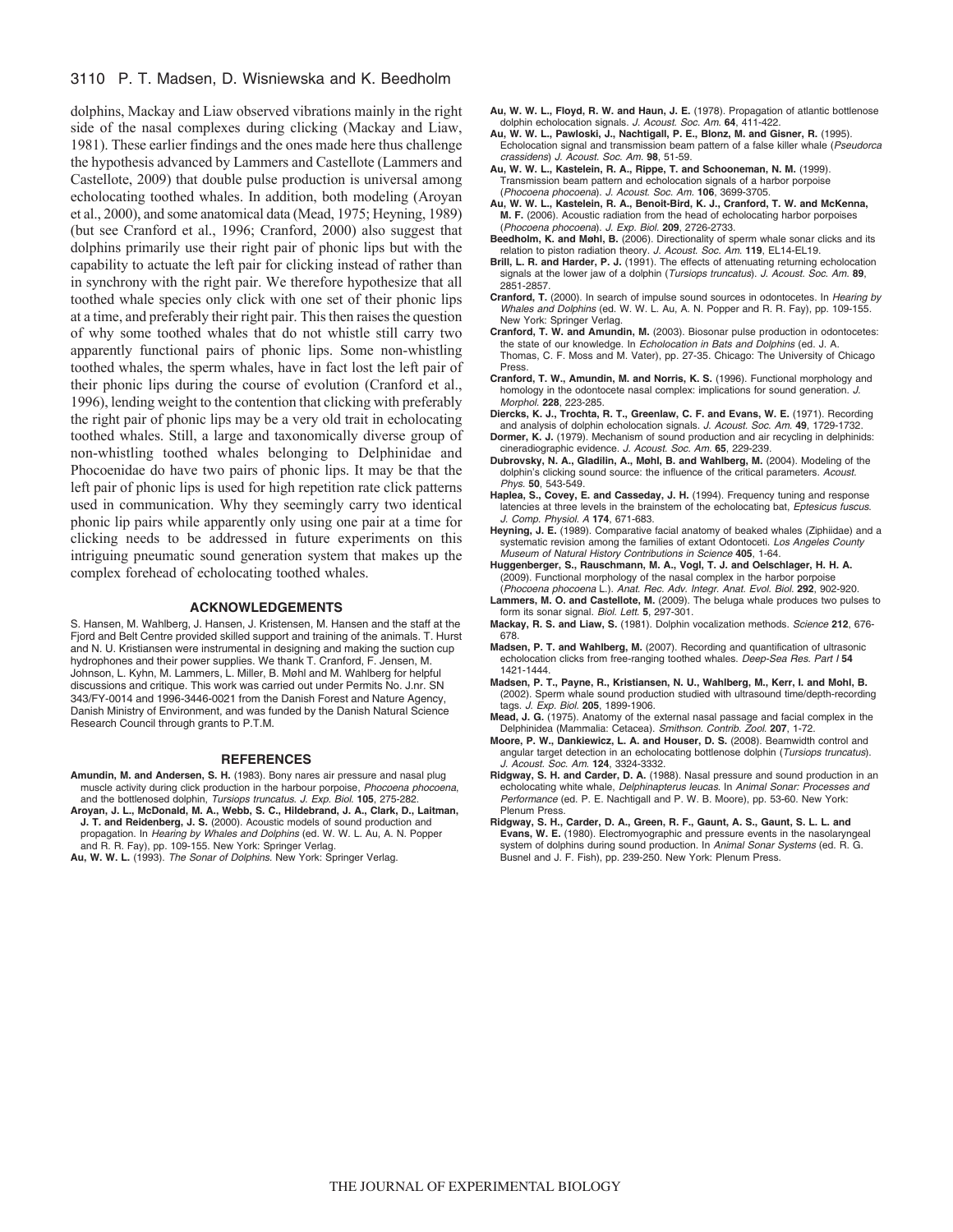dolphins, Mackay and Liaw observed vibrations mainly in the right side of the nasal complexes during clicking (Mackay and Liaw, 1981). These earlier findings and the ones made here thus challenge the hypothesis advanced by Lammers and Castellote (Lammers and Castellote, 2009) that double pulse production is universal among echolocating toothed whales. In addition, both modeling (Aroyan et al., 2000), and some anatomical data (Mead, 1975; Heyning, 1989) (but see Cranford et al., 1996; Cranford, 2000) also suggest that dolphins primarily use their right pair of phonic lips but with the capability to actuate the left pair for clicking instead of rather than in synchrony with the right pair. We therefore hypothesize that all toothed whale species only click with one set of their phonic lips at a time, and preferably their right pair. This then raises the question of why some toothed whales that do not whistle still carry two apparently functional pairs of phonic lips. Some non-whistling toothed whales, the sperm whales, have in fact lost the left pair of their phonic lips during the course of evolution (Cranford et al., 1996), lending weight to the contention that clicking with preferably the right pair of phonic lips may be a very old trait in echolocating toothed whales. Still, a large and taxonomically diverse group of non-whistling toothed whales belonging to Delphinidae and Phocoenidae do have two pairs of phonic lips. It may be that the left pair of phonic lips is used for high repetition rate click patterns used in communication. Why they seemingly carry two identical phonic lip pairs while apparently only using one pair at a time for clicking needs to be addressed in future experiments on this intriguing pneumatic sound generation system that makes up the complex forehead of echolocating toothed whales.

## ACKNOWLEDGEMENTS

S. Hansen, M. Wahlberg, J. Hansen, J. Kristensen, M. Hansen and the staff at the Fjord and Belt Centre provided skilled support and training of the animals. T. Hurst and N. U. Kristiansen were instrumental in designing and making the suction cup hydrophones and their power supplies. We thank T. Cranford, F. Jensen, M. Johnson, L. Kyhn, M. Lammers, L. Miller, B. Møhl and M. Wahlberg for helpful discussions and critique. This work was carried out under Permits No. J.nr. SN 343/FY-0014 and 1996-3446-0021 from the Danish Forest and Nature Agency, Danish Ministry of Environment, and was funded by the Danish Natural Science Research Council through grants to P.T.M.

## REFERENCES

**Amundin, M. and Andersen, S. H.** (1983). Bony nares air pressure and nasal plug muscle activity during click production in the harbour porpoise, *Phocoena phocoena*, and the bottlenosed dolphin, *Tursiops truncatus*. *J. Exp. Biol.* **105**, 275-282.

**Aroyan, J. L., McDonald, M. A., Webb, S. C., Hildebrand, J. A., Clark, D., Laitman, J. T. and Reidenberg, J. S.** (2000). Acoustic models of sound production and propagation. In *Hearing by Whales and Dolphins* (ed. W. W. L. Au, A. N. Popper and R. R. Fay), pp. 109-155. New York: Springer Verlag.

**Au, W. W. L.** (1993). *The Sonar of Dolphins*. New York: Springer Verlag.

**Au, W. W. L., Floyd, R. W. and Haun, J. E.** (1978). Propagation of atlantic bottlenose dolphin echolocation signals. *J. Acoust. Soc. Am.* **64**, 411-422.

**Au, W. W. L., Pawloski, J., Nachtigall, P. E., Blonz, M. and Gisner, R.** (1995). Echolocation signal and transmission beam pattern of a false killer whale (*Pseudorca crassidens*) *J. Acoust. Soc. Am.* **98**, 51-59.

**Au, W. W. L., Kastelein, R. A., Rippe, T. and Schooneman, N. M.** (1999). Transmission beam pattern and echolocation signals of a harbor porpoise (*Phocoena phocoena*). *J. Acoust. Soc. Am.* **106**, 3699-3705.

**Au, W. W. L., Kastelein, R. A., Benoit-Bird, K. J., Cranford, T. W. and McKenna, M. F.** (2006). Acoustic radiation from the head of echolocating harbor porpoises (*Phocoena phocoena*). *J. Exp. Biol.* **209**, 2726-2733.

**Beedholm, K. and Møhl, B.** (2006). Directionality of sperm whale sonar clicks and its relation to piston radiation theory. *J. Acoust. Soc. Am.* **119**, EL14-EL19.

**Brill, L. R. and Harder, P. J.** (1991). The effects of attenuating returning echolocation signals at the lower jaw of a dolphin (*Tursiops truncatus*). *J. Acoust. Soc. Am.* **89**, 2851-2857.

**Cranford, T.** (2000). In search of impulse sound sources in odontocetes. In *Hearing by Whales and Dolphins* (ed. W. W. L. Au, A. N. Popper and R. R. Fay), pp. 109-155. New York: Springer Verlag.

**Cranford, T. W. and Amundin, M.** (2003). Biosonar pulse production in odontocetes: the state of our knowledge. In *Echolocation in Bats and Dolphins* (ed. J. A. Thomas, C. F. Moss and M. Vater), pp. 27-35. Chicago: The University of Chicago Press.

**Cranford, T. W., Amundin, M. and Norris, K. S.** (1996). Functional morphology and homology in the odontocete nasal complex: implications for sound generation. *J. Morphol.* **228**, 223-285.

**Diercks, K. J., Trochta, R. T., Greenlaw, C. F. and Evans, W. E.** (1971). Recording and analysis of dolphin echolocation signals. *J. Acoust. Soc. Am.* **49**, 1729-1732.

**Dormer, K. J.** (1979). Mechanism of sound production and air recycling in delphinids: cineradiographic evidence. *J. Acoust. Soc. Am.* **65**, 229-239.

**Dubrovsky, N. A., Gladilin, A., Møhl, B. and Wahlberg, M.** (2004). Modeling of the dolphin's clicking sound source: the influence of the critical parameters. *Acoust. Phys.* **50**, 543-549.

**Haplea, S., Covey, E. and Casseday, J. H.** (1994). Frequency tuning and response latencies at three levels in the brainstem of the echolocating bat, *Eptesicus fuscus*. *J. Comp. Physiol. A* **174**, 671-683.

**Heyning, J. E.** (1989). Comparative facial anatomy of beaked whales (Ziphiidae) and a systematic revision among the families of extant Odontoceti. *Los Angeles County Museum of Natural History Contributions in Science* **405**, 1-64.

**Huggenberger, S., Rauschmann, M. A., Vogl, T. J. and Oelschlager, H. H. A.** (2009). Functional morphology of the nasal complex in the harbor porpoise (*Phocoena phocoena* L.). *Anat. Rec. Adv. Integr. Anat. Evol. Biol.* **292**, 902-920.

**Lammers, M. O. and Castellote, M.** (2009). The beluga whale produces two pulses to form its sonar signal. *Biol. Lett.* **5**, 297-301.

**Mackay, R. S. and Liaw, S.** (1981). Dolphin vocalization methods. *Science* **212**, 676-678.

**Madsen, P. T. and Wahlberg, M.** (2007). Recording and quantification of ultrasonic echolocation clicks from free-ranging toothed whales. *Deep-Sea Res. Part I* **54** 1421-1444.

**Madsen, P. T., Payne, R., Kristiansen, N. U., Wahlberg, M., Kerr, I. and Mohl, B.** (2002). Sperm whale sound production studied with ultrasound time/depth-recording tags. *J. Exp. Biol.* **205**, 1899-1906.

**Mead, J. G.** (1975). Anatomy of the external nasal passage and facial complex in the Delphinidea (Mammalia: Cetacea). *Smithson. Contrib. Zool.* **207**, 1-72.

**Moore, P. W., Dankiewicz, L. A. and Houser, D. S.** (2008). Beamwidth control and angular target detection in an echolocating bottlenose dolphin (*Tursiops truncatus*). *J. Acoust. Soc. Am.* **124**, 3324-3332.

**Ridgway, S. H. and Carder, D. A.** (1988). Nasal pressure and sound production in an echolocating white whale, *Delphinapterus leucas*. In *Animal Sonar: Processes and Performance* (ed. P. E. Nachtigall and P. W. B. Moore), pp. 53-60. New York: Plenum Press.

**Ridgway, S. H., Carder, D. A., Green, R. F., Gaunt, A. S., Gaunt, S. L. L. and Evans, W. E.** (1980). Electromyographic and pressure events in the nasolaryngeal system of dolphins during sound production. In *Animal Sonar Systems* (ed. R. G. Busnel and J. F. Fish), pp. 239-250. New York: Plenum Press.